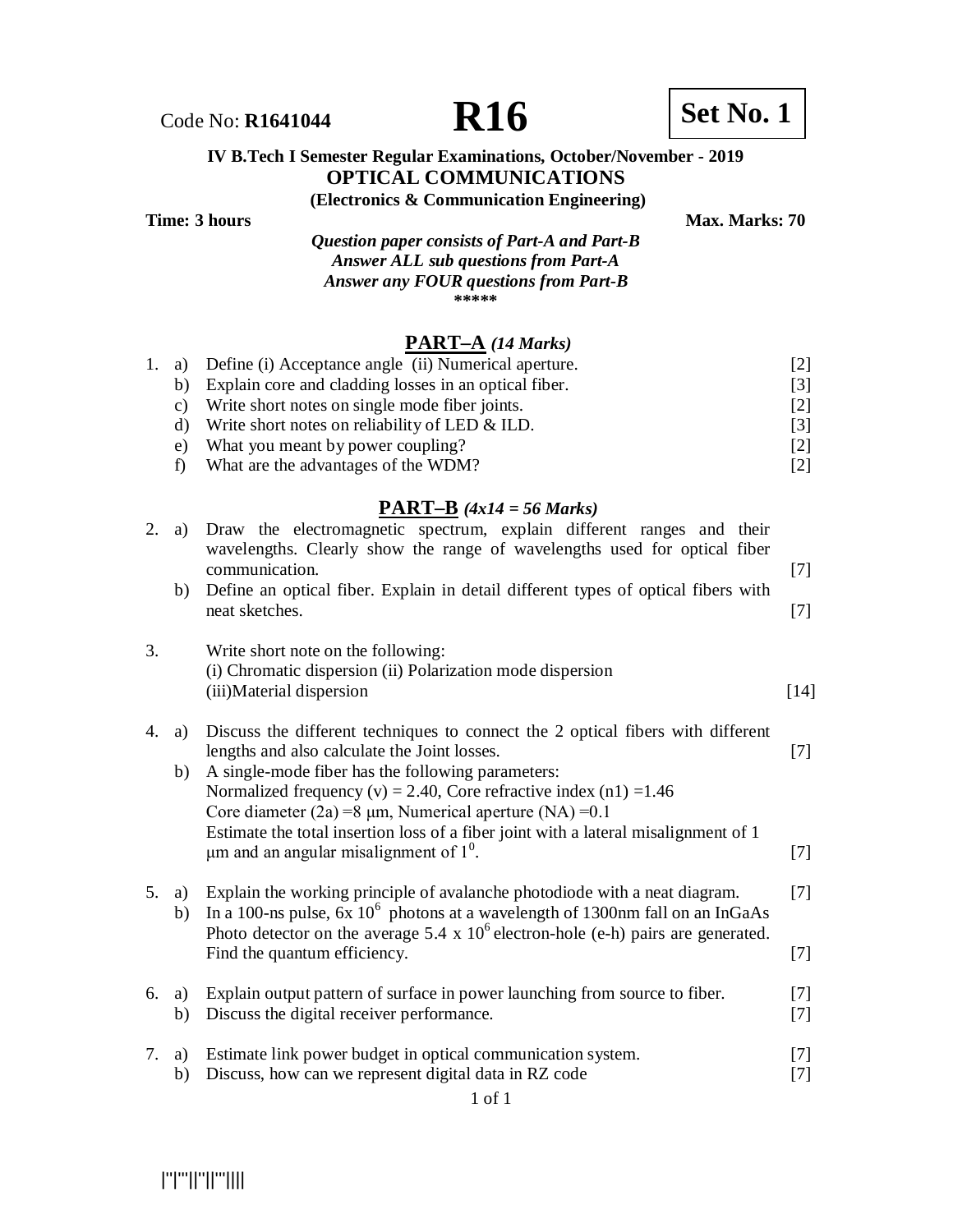Code No: **R1641044** **R16** **Set No. 1**

**IV B.Tech I Semester Regular Examinations, October/November - 2019**

## OPTICAL COMMUNICATIONS

**(Electronics & Communication Engineering)**

**Time: 3 hours** **Max. Marks: 70**

***Question paper consists of Part-A and Part-B***
***Answer ALL sub questions from Part-A***
***Answer any FOUR questions from Part-B***

\*\*\*\*\*

### PART–A *(14 Marks)*

1. a) Define (i) Acceptance angle (ii) Numerical aperture. [2]
   b) Explain core and cladding losses in an optical fiber. [3]
   c) Write short notes on single mode fiber joints. [2]
   d) Write short notes on reliability of LED & ILD. [3]
   e) What you meant by power coupling? [2]
   f) What are the advantages of the WDM? [2]

### PART–B *(4x14 = 56 Marks)*

2. a) Draw the electromagnetic spectrum, explain different ranges and their wavelengths. Clearly show the range of wavelengths used for optical fiber communication. [7]
   b) Define an optical fiber. Explain in detail different types of optical fibers with neat sketches. [7]

3. Write short note on the following:
   (i) Chromatic dispersion (ii) Polarization mode dispersion
   (iii)Material dispersion [14]

4. a) Discuss the different techniques to connect the 2 optical fibers with different lengths and also calculate the Joint losses. [7]
   b) A single-mode fiber has the following parameters:
   Normalized frequency (v) = 2.40, Core refractive index ($n_1$) =1.46
   Core diameter (2a) =8 μm, Numerical aperture (NA) =0.1
   Estimate the total insertion loss of a fiber joint with a lateral misalignment of 1 μm and an angular misalignment of $1^0$. [7]

5. a) Explain the working principle of avalanche photodiode with a neat diagram. [7]
   b) In a 100-ns pulse, $6 \times 10^6$ photons at a wavelength of 1300nm fall on an InGaAs Photo detector on the average $5.4 \times 10^6$ electron-hole (e-h) pairs are generated. Find the quantum efficiency. [7]

6. a) Explain output pattern of surface in power launching from source to fiber. [7]
   b) Discuss the digital receiver performance. [7]

7. a) Estimate link power budget in optical communication system. [7]
   b) Discuss, how can we represent digital data in RZ code [7]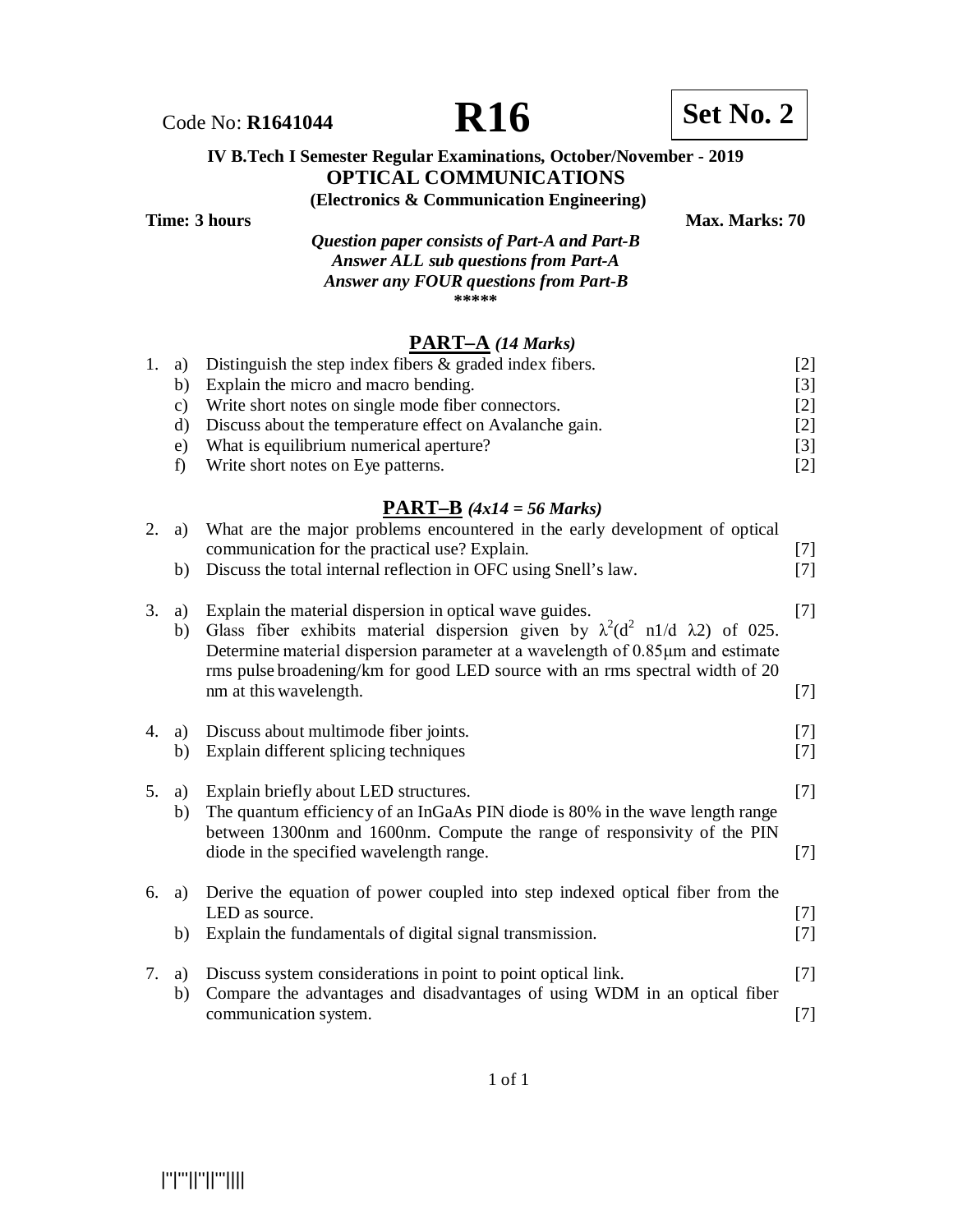Code No: **R1641044** **R16** **Set No. 2**

**IV B.Tech I Semester Regular Examinations, October/November - 2019**

## OPTICAL COMMUNICATIONS

**(Electronics & Communication Engineering)**

**Time: 3 hours** **Max. Marks: 70**

***Question paper consists of Part-A and Part-B***
***Answer ALL sub questions from Part-A***
***Answer any FOUR questions from Part-B***

*****

## PART–A *(14 Marks)*

1. a) Distinguish the step index fibers & graded index fibers. [2]
   b) Explain the micro and macro bending. [3]
   c) Write short notes on single mode fiber connectors. [2]
   d) Discuss about the temperature effect on Avalanche gain. [2]
   e) What is equilibrium numerical aperture? [3]
   f) Write short notes on Eye patterns. [2]

## PART–B *(4x14 = 56 Marks)*

2. a) What are the major problems encountered in the early development of optical communication for the practical use? Explain. [7]
   b) Discuss the total internal reflection in OFC using Snell's law. [7]

3. a) Explain the material dispersion in optical wave guides. [7]
   b) Glass fiber exhibits material dispersion given by $\lambda^2(d^2\ n1/d\ \lambda2)$ of 025. Determine material dispersion parameter at a wavelength of 0.85μm and estimate rms pulse broadening/km for good LED source with an rms spectral width of 20 nm at this wavelength. [7]

4. a) Discuss about multimode fiber joints. [7]
   b) Explain different splicing techniques [7]

5. a) Explain briefly about LED structures. [7]
   b) The quantum efficiency of an InGaAs PIN diode is 80% in the wave length range between 1300nm and 1600nm. Compute the range of responsivity of the PIN diode in the specified wavelength range. [7]

6. a) Derive the equation of power coupled into step indexed optical fiber from the LED as source. [7]
   b) Explain the fundamentals of digital signal transmission. [7]

7. a) Discuss system considerations in point to point optical link. [7]
   b) Compare the advantages and disadvantages of using WDM in an optical fiber communication system. [7]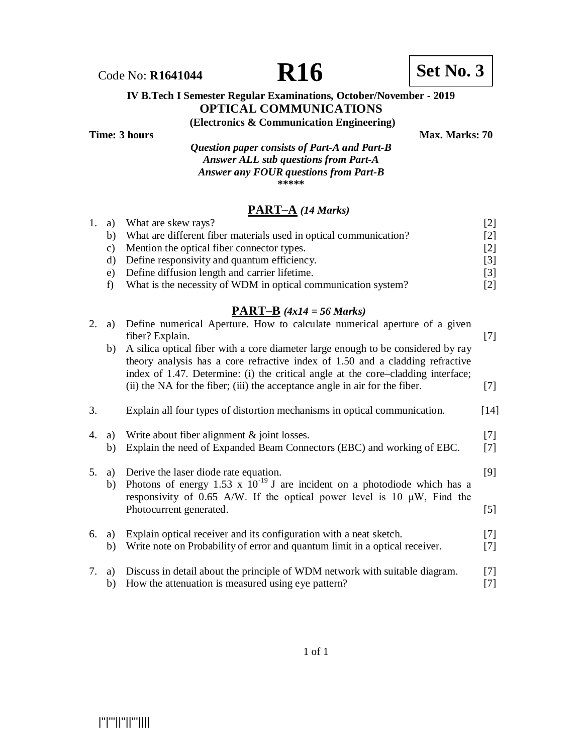Code No: **R1641044** **R16** **Set No. 3**

**IV B.Tech I Semester Regular Examinations, October/November - 2019**

## OPTICAL COMMUNICATIONS

**(Electronics & Communication Engineering)**

**Time: 3 hours** **Max. Marks: 70**

***Question paper consists of Part-A and Part-B***
***Answer ALL sub questions from Part-A***
***Answer any FOUR questions from Part-B***

\*\*\*\*\*

### PART–A *(14 Marks)*

1. a) What are skew rays? [2]
   b) What are different fiber materials used in optical communication? [2]
   c) Mention the optical fiber connector types. [2]
   d) Define responsivity and quantum efficiency. [3]
   e) Define diffusion length and carrier lifetime. [3]
   f) What is the necessity of WDM in optical communication system? [2]

### PART–B *(4x14 = 56 Marks)*

2. a) Define numerical Aperture. How to calculate numerical aperture of a given fiber? Explain. [7]
   b) A silica optical fiber with a core diameter large enough to be considered by ray theory analysis has a core refractive index of 1.50 and a cladding refractive index of 1.47. Determine: (i) the critical angle at the core–cladding interface; (ii) the NA for the fiber; (iii) the acceptance angle in air for the fiber. [7]

3. Explain all four types of distortion mechanisms in optical communication. [14]

4. a) Write about fiber alignment & joint losses. [7]
   b) Explain the need of Expanded Beam Connectors (EBC) and working of EBC. [7]

5. a) Derive the laser diode rate equation. [9]
   b) Photons of energy $1.53 \times 10^{-19}$ J are incident on a photodiode which has a responsivity of 0.65 A/W. If the optical power level is 10 μW, Find the Photocurrent generated. [5]

6. a) Explain optical receiver and its configuration with a neat sketch. [7]
   b) Write note on Probability of error and quantum limit in a optical receiver. [7]

7. a) Discuss in detail about the principle of WDM network with suitable diagram. [7]
   b) How the attenuation is measured using eye pattern? [7]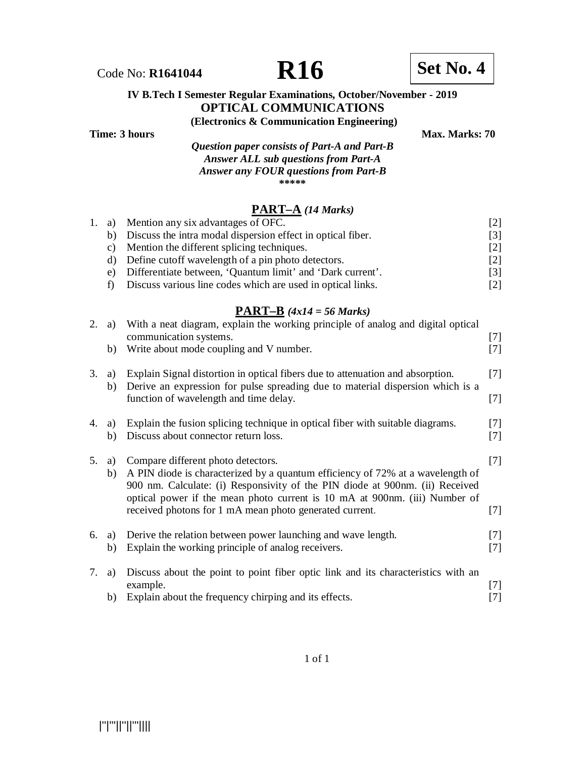Code No: **R1641044** **R16** **Set No. 4**

**IV B.Tech I Semester Regular Examinations, October/November - 2019**

**OPTICAL COMMUNICATIONS**

**(Electronics & Communication Engineering)**

**Time: 3 hours** **Max. Marks: 70**

***Question paper consists of Part-A and Part-B***
***Answer ALL sub questions from Part-A***
***Answer any FOUR questions from Part-B***

\*\*\*\*\*

## PART–A *(14 Marks)*

1. a) Mention any six advantages of OFC. [2]
   b) Discuss the intra modal dispersion effect in optical fiber. [3]
   c) Mention the different splicing techniques. [2]
   d) Define cutoff wavelength of a pin photo detectors. [2]
   e) Differentiate between, 'Quantum limit' and 'Dark current'. [3]
   f) Discuss various line codes which are used in optical links. [2]

## PART–B *(4x14 = 56 Marks)*

2. a) With a neat diagram, explain the working principle of analog and digital optical communication systems. [7]
   b) Write about mode coupling and V number. [7]

3. a) Explain Signal distortion in optical fibers due to attenuation and absorption. [7]
   b) Derive an expression for pulse spreading due to material dispersion which is a function of wavelength and time delay. [7]

4. a) Explain the fusion splicing technique in optical fiber with suitable diagrams. [7]
   b) Discuss about connector return loss. [7]

5. a) Compare different photo detectors. [7]
   b) A PIN diode is characterized by a quantum efficiency of 72% at a wavelength of 900 nm. Calculate: (i) Responsivity of the PIN diode at 900nm. (ii) Received optical power if the mean photo current is 10 mA at 900nm. (iii) Number of received photons for 1 mA mean photo generated current. [7]

6. a) Derive the relation between power launching and wave length. [7]
   b) Explain the working principle of analog receivers. [7]

7. a) Discuss about the point to point fiber optic link and its characteristics with an example. [7]
   b) Explain about the frequency chirping and its effects. [7]